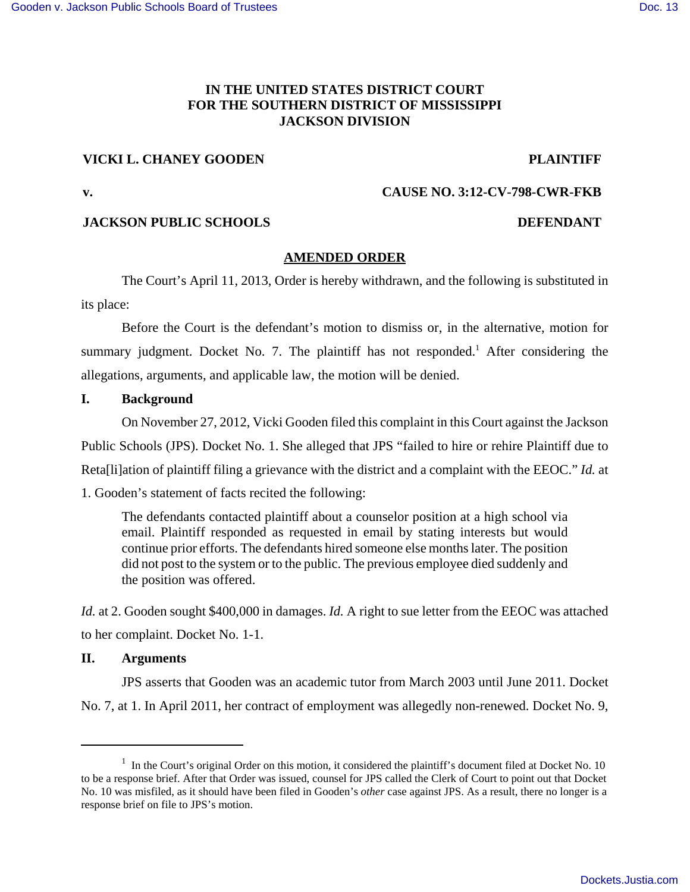**IN THE UNITED STATES DISTRICT COURT**
**FOR THE SOUTHERN DISTRICT OF MISSISSIPPI**
**JACKSON DIVISION**

**VICKI L. CHANEY GOODEN** **PLAINTIFF**

**v.** **CAUSE NO. 3:12-CV-798-CWR-FKB**

**JACKSON PUBLIC SCHOOLS** **DEFENDANT**

**AMENDED ORDER**

The Court's April 11, 2013, Order is hereby withdrawn, and the following is substituted in its place:

Before the Court is the defendant's motion to dismiss or, in the alternative, motion for summary judgment. Docket No. 7. The plaintiff has not responded.[1] After considering the allegations, arguments, and applicable law, the motion will be denied.

## I. Background

On November 27, 2012, Vicki Gooden filed this complaint in this Court against the Jackson Public Schools (JPS). Docket No. 1. She alleged that JPS "failed to hire or rehire Plaintiff due to Reta[li]ation of plaintiff filing a grievance with the district and a complaint with the EEOC." *Id.* at 1. Gooden's statement of facts recited the following:

> The defendants contacted plaintiff about a counselor position at a high school via email. Plaintiff responded as requested in email by stating interests but would continue prior efforts. The defendants hired someone else months later. The position did not post to the system or to the public. The previous employee died suddenly and the position was offered.

*Id.* at 2. Gooden sought $400,000 in damages. *Id.* A right to sue letter from the EEOC was attached to her complaint. Docket No. 1-1.

## II. Arguments

JPS asserts that Gooden was an academic tutor from March 2003 until June 2011. Docket No. 7, at 1. In April 2011, her contract of employment was allegedly non-renewed. Docket No. 9,

---

[1] In the Court's original Order on this motion, it considered the plaintiff's document filed at Docket No. 10 to be a response brief. After that Order was issued, counsel for JPS called the Clerk of Court to point out that Docket No. 10 was misfiled, as it should have been filed in Gooden's *other* case against JPS. As a result, there no longer is a response brief on file to JPS's motion.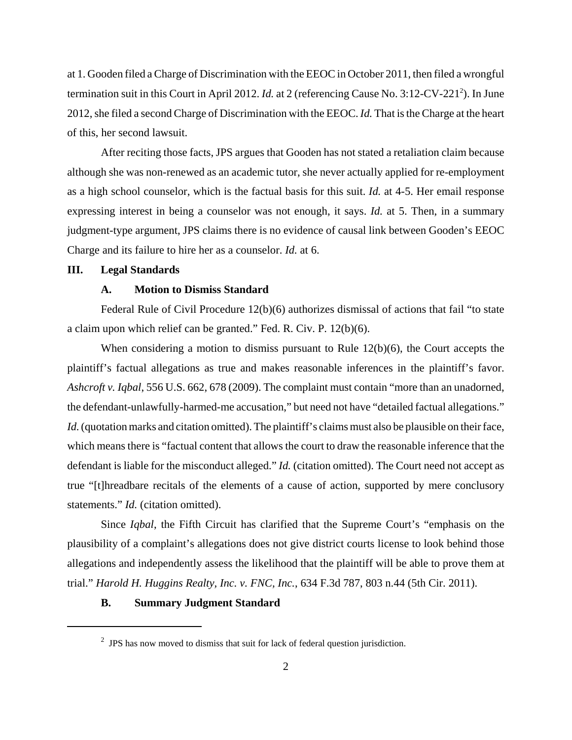at 1. Gooden filed a Charge of Discrimination with the EEOC in October 2011, then filed a wrongful termination suit in this Court in April 2012. *Id.* at 2 (referencing Cause No. 3:12-CV-221[2]). In June 2012, she filed a second Charge of Discrimination with the EEOC. *Id.* That is the Charge at the heart of this, her second lawsuit.

After reciting those facts, JPS argues that Gooden has not stated a retaliation claim because although she was non-renewed as an academic tutor, she never actually applied for re-employment as a high school counselor, which is the factual basis for this suit. *Id.* at 4-5. Her email response expressing interest in being a counselor was not enough, it says. *Id.* at 5. Then, in a summary judgment-type argument, JPS claims there is no evidence of causal link between Gooden's EEOC Charge and its failure to hire her as a counselor. *Id.* at 6.

## III. Legal Standards

### A. Motion to Dismiss Standard

Federal Rule of Civil Procedure 12(b)(6) authorizes dismissal of actions that fail "to state a claim upon which relief can be granted." Fed. R. Civ. P. 12(b)(6).

When considering a motion to dismiss pursuant to Rule 12(b)(6), the Court accepts the plaintiff's factual allegations as true and makes reasonable inferences in the plaintiff's favor. *Ashcroft v. Iqbal*, 556 U.S. 662, 678 (2009). The complaint must contain "more than an unadorned, the defendant-unlawfully-harmed-me accusation," but need not have "detailed factual allegations." *Id.* (quotation marks and citation omitted). The plaintiff's claims must also be plausible on their face, which means there is "factual content that allows the court to draw the reasonable inference that the defendant is liable for the misconduct alleged." *Id.* (citation omitted). The Court need not accept as true "[t]hreadbare recitals of the elements of a cause of action, supported by mere conclusory statements." *Id.* (citation omitted).

Since *Iqbal*, the Fifth Circuit has clarified that the Supreme Court's "emphasis on the plausibility of a complaint's allegations does not give district courts license to look behind those allegations and independently assess the likelihood that the plaintiff will be able to prove them at trial." *Harold H. Huggins Realty, Inc. v. FNC, Inc.*, 634 F.3d 787, 803 n.44 (5th Cir. 2011).

### B. Summary Judgment Standard

---

[2] JPS has now moved to dismiss that suit for lack of federal question jurisdiction.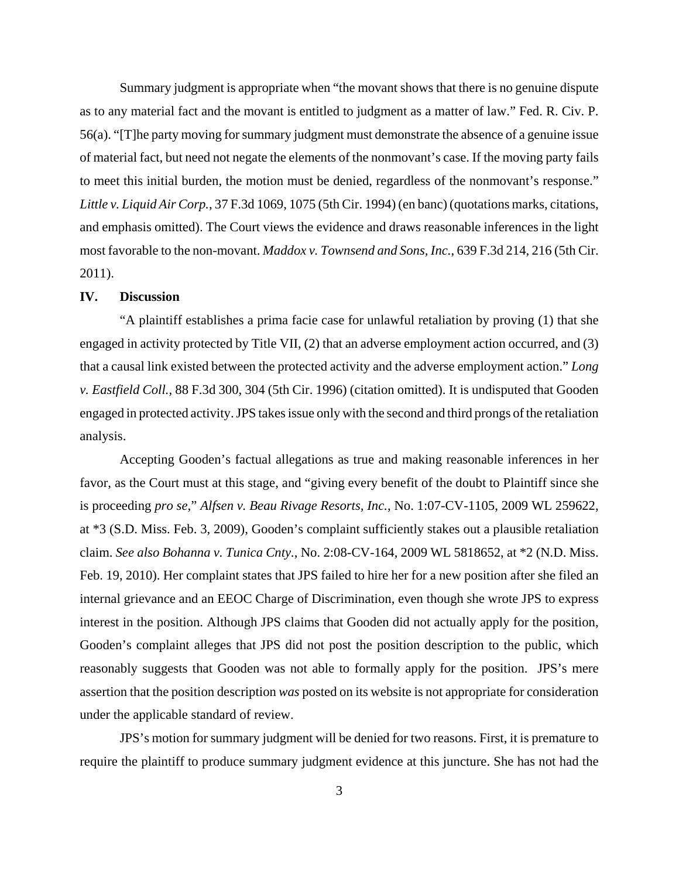Summary judgment is appropriate when "the movant shows that there is no genuine dispute as to any material fact and the movant is entitled to judgment as a matter of law." Fed. R. Civ. P. 56(a). "[T]he party moving for summary judgment must demonstrate the absence of a genuine issue of material fact, but need not negate the elements of the nonmovant's case. If the moving party fails to meet this initial burden, the motion must be denied, regardless of the nonmovant's response." *Little v. Liquid Air Corp.*, 37 F.3d 1069, 1075 (5th Cir. 1994) (en banc) (quotations marks, citations, and emphasis omitted). The Court views the evidence and draws reasonable inferences in the light most favorable to the non-movant. *Maddox v. Townsend and Sons, Inc.*, 639 F.3d 214, 216 (5th Cir. 2011).

## IV. Discussion

"A plaintiff establishes a prima facie case for unlawful retaliation by proving (1) that she engaged in activity protected by Title VII, (2) that an adverse employment action occurred, and (3) that a causal link existed between the protected activity and the adverse employment action." *Long v. Eastfield Coll.*, 88 F.3d 300, 304 (5th Cir. 1996) (citation omitted). It is undisputed that Gooden engaged in protected activity. JPS takes issue only with the second and third prongs of the retaliation analysis.

Accepting Gooden's factual allegations as true and making reasonable inferences in her favor, as the Court must at this stage, and "giving every benefit of the doubt to Plaintiff since she is proceeding *pro se*," *Alfsen v. Beau Rivage Resorts, Inc.*, No. 1:07-CV-1105, 2009 WL 259622, at *3 (S.D. Miss. Feb. 3, 2009), Gooden's complaint sufficiently stakes out a plausible retaliation claim. *See also Bohanna v. Tunica Cnty.*, No. 2:08-CV-164, 2009 WL 5818652, at *2 (N.D. Miss. Feb. 19, 2010). Her complaint states that JPS failed to hire her for a new position after she filed an internal grievance and an EEOC Charge of Discrimination, even though she wrote JPS to express interest in the position. Although JPS claims that Gooden did not actually apply for the position, Gooden's complaint alleges that JPS did not post the position description to the public, which reasonably suggests that Gooden was not able to formally apply for the position. JPS's mere assertion that the position description *was* posted on its website is not appropriate for consideration under the applicable standard of review.

JPS's motion for summary judgment will be denied for two reasons. First, it is premature to require the plaintiff to produce summary judgment evidence at this juncture. She has not had the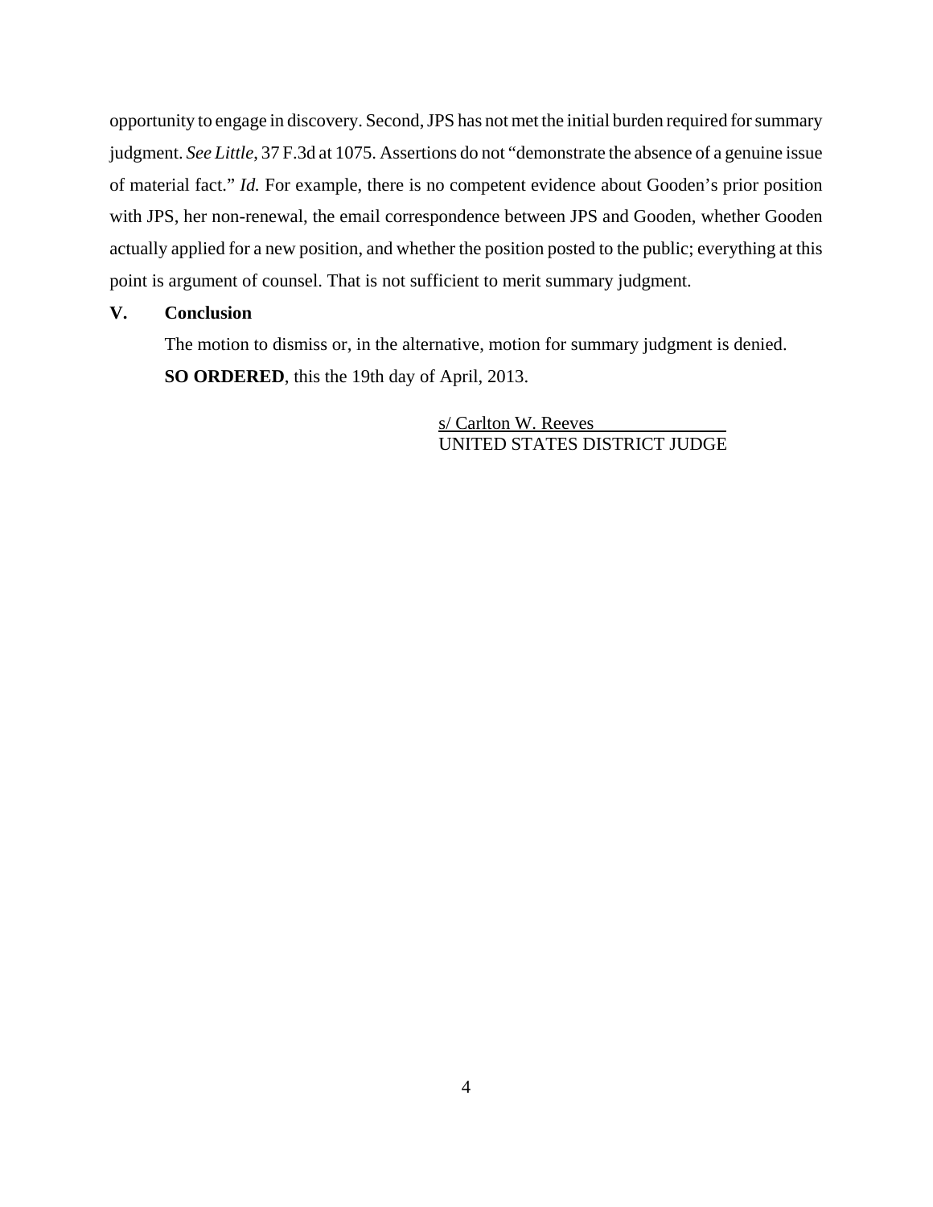opportunity to engage in discovery. Second, JPS has not met the initial burden required for summary judgment. *See Little*, 37 F.3d at 1075. Assertions do not "demonstrate the absence of a genuine issue of material fact." *Id.* For example, there is no competent evidence about Gooden's prior position with JPS, her non-renewal, the email correspondence between JPS and Gooden, whether Gooden actually applied for a new position, and whether the position posted to the public; everything at this point is argument of counsel. That is not sufficient to merit summary judgment.

## V. Conclusion

The motion to dismiss or, in the alternative, motion for summary judgment is denied.

**SO ORDERED**, this the 19th day of April, 2013.

s/ Carlton W. Reeves
UNITED STATES DISTRICT JUDGE